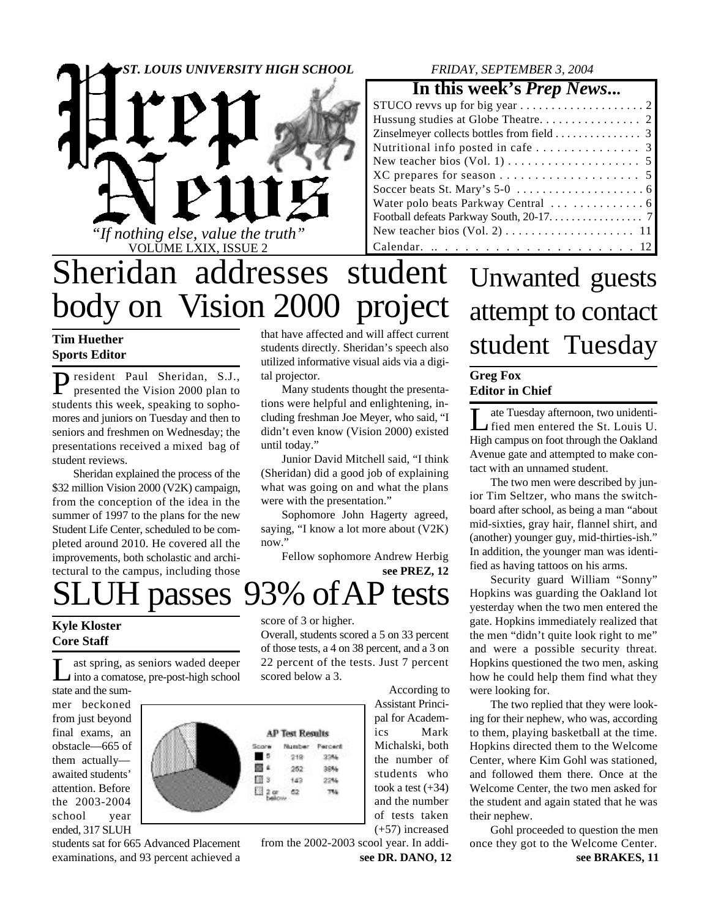# Prep News

**ST. LOUIS UNIVERSITY HIGH SCHOOL** — *FRIDAY, SEPTEMBER 3, 2004*

*"If nothing else, value the truth"*

VOLUME LXIX, ISSUE 2

## In this week's *Prep News*...

| | |
|---|---|
| STUCO revvs up for big year | 2 |
| Hussung studies at Globe Theatre | 2 |
| Zinselmeyer collects bottles from field | 3 |
| Nutritional info posted in cafe | 3 |
| New teacher bios (Vol. 1) | 5 |
| XC prepares for season | 5 |
| Soccer beats St. Mary's 5-0 | 6 |
| Water polo beats Parkway Central | 6 |
| Football defeats Parkway South, 20-17 | 7 |
| New teacher bios (Vol. 2) | 11 |
| Calendar | 12 |

# Sheridan addresses student body on Vision 2000 project

**Tim Huether**
**Sports Editor**

President Paul Sheridan, S.J., presented the Vision 2000 plan to students this week, speaking to sophomores and juniors on Tuesday and then to seniors and freshmen on Wednesday; the presentations received a mixed bag of student reviews.

Sheridan explained the process of the $32 million Vision 2000 (V2K) campaign, from the conception of the idea in the summer of 1997 to the plans for the new Student Life Center, scheduled to be completed around 2010. He covered all the improvements, both scholastic and architectural to the campus, including those that have affected and will affect current students directly. Sheridan's speech also utilized informative visual aids via a digital projector.

Many students thought the presentations were helpful and enlightening, including freshman Joe Meyer, who said, "I didn't even know (Vision 2000) existed until today."

Junior David Mitchell said, "I think (Sheridan) did a good job of explaining what was going on and what the plans were with the presentation."

Sophomore John Hagerty agreed, saying, "I know a lot more about (V2K) now."

Fellow sophomore Andrew Herbig

**see PREZ, 12**

# SLUH passes 93% of AP tests

**Kyle Kloster**
**Core Staff**

Last spring, as seniors waded deeper into a comatose, pre-post-high school state and the summer beckoned from just beyond final exams, an obstacle—665 of them actually—awaited students' attention. Before the 2003-2004 school year ended, 317 SLUH students sat for 665 Advanced Placement examinations, and 93 percent achieved a score of 3 or higher.

Overall, students scored a 5 on 33 percent of those tests, a 4 on 38 percent, and a 3 on 22 percent of the tests. Just 7 percent scored below a 3.

**AP Test Results**

| Score | Number | Percent |
|---|---|---|
| 5 | 218 | 33% |
| 4 | 252 | 38% |
| 3 | 143 | 22% |
| 2 or below | 62 | 7% |

According to Assistant Principal for Academics Mark Michalski, both the number of students who took a test (+34) and the number of tests taken (+57) increased from the 2002-2003 scool year. In addi-

**see DR. DANO, 12**

# Unwanted guests attempt to contact student Tuesday

**Greg Fox**
**Editor in Chief**

Late Tuesday afternoon, two unidentified men entered the St. Louis U. High campus on foot through the Oakland Avenue gate and attempted to make contact with an unnamed student.

The two men were described by junior Tim Seltzer, who mans the switchboard after school, as being a man "about mid-sixties, gray hair, flannel shirt, and (another) younger guy, mid-thirties-ish." In addition, the younger man was identified as having tattoos on his arms.

Security guard William "Sonny" Hopkins was guarding the Oakland lot yesterday when the two men entered the gate. Hopkins immediately realized that the men "didn't quite look right to me" and were a possible security threat. Hopkins questioned the two men, asking how he could help them find what they were looking for.

The two replied that they were looking for their nephew, who was, according to them, playing basketball at the time. Hopkins directed them to the Welcome Center, where Kim Gohl was stationed, and followed them there. Once at the Welcome Center, the two men asked for the student and again stated that he was their nephew.

Gohl proceeded to question the men once they got to the Welcome Center.

**see BRAKES, 11**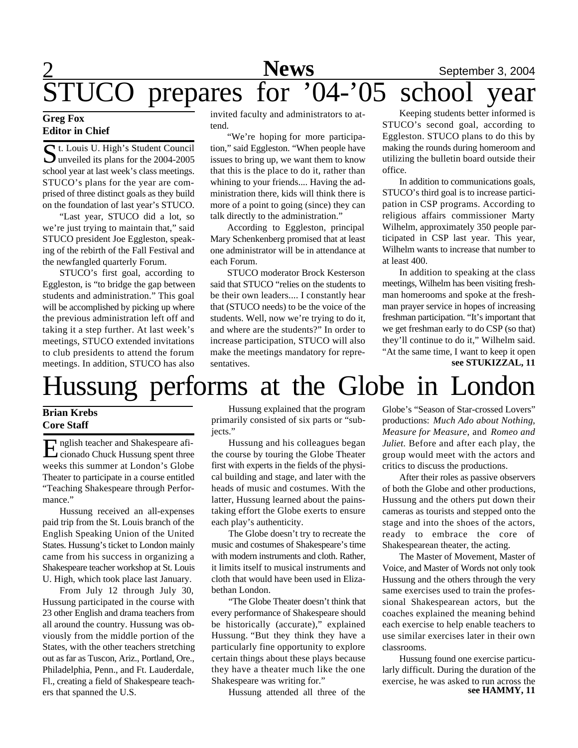# STUCO prepares for '04-'05 school year

**Greg Fox**
**Editor in Chief**

St. Louis U. High's Student Council unveiled its plans for the 2004-2005 school year at last week's class meetings. STUCO's plans for the year are comprised of three distinct goals as they build on the foundation of last year's STUCO.

"Last year, STUCO did a lot, so we're just trying to maintain that," said STUCO president Joe Eggleston, speaking of the rebirth of the Fall Festival and the newfangled quarterly Forum.

STUCO's first goal, according to Eggleston, is "to bridge the gap between students and administration." This goal will be accomplished by picking up where the previous administration left off and taking it a step further. At last week's meetings, STUCO extended invitations to club presidents to attend the forum meetings. In addition, STUCO has also invited faculty and administrators to attend.

"We're hoping for more participation," said Eggleston. "When people have issues to bring up, we want them to know that this is the place to do it, rather than whining to your friends.... Having the administration there, kids will think there is more of a point to going (since) they can talk directly to the administration."

According to Eggleston, principal Mary Schenkenberg promised that at least one administrator will be in attendance at each Forum.

STUCO moderator Brock Kesterson said that STUCO "relies on the students to be their own leaders.... I constantly hear that (STUCO needs) to be the voice of the students. Well, now we're trying to do it, and where are the students?" In order to increase participation, STUCO will also make the meetings mandatory for representatives.

Keeping students better informed is STUCO's second goal, according to Eggleston. STUCO plans to do this by making the rounds during homeroom and utilizing the bulletin board outside their office.

In addition to communications goals, STUCO's third goal is to increase participation in CSP programs. According to religious affairs commissioner Marty Wilhelm, approximately 350 people participated in CSP last year. This year, Wilhelm wants to increase that number to at least 400.

In addition to speaking at the class meetings, Wilhelm has been visiting freshman homerooms and spoke at the freshman prayer service in hopes of increasing freshman participation. "It's important that we get freshman early to do CSP (so that) they'll continue to do it," Wilhelm said. "At the same time, I want to keep it open

**see STUKIZZAL, 11**

# Hussung performs at the Globe in London

**Brian Krebs**
**Core Staff**

English teacher and Shakespeare aficionado Chuck Hussung spent three weeks this summer at London's Globe Theater to participate in a course entitled "Teaching Shakespeare through Performance."

Hussung received an all-expenses paid trip from the St. Louis branch of the English Speaking Union of the United States. Hussung's ticket to London mainly came from his success in organizing a Shakespeare teacher workshop at St. Louis U. High, which took place last January.

From July 12 through July 30, Hussung participated in the course with 23 other English and drama teachers from all around the country. Hussung was obviously from the middle portion of the States, with the other teachers stretching out as far as Tuscon, Ariz., Portland, Ore., Philadelphia, Penn., and Ft. Lauderdale, Fl., creating a field of Shakespeare teachers that spanned the U.S.

Hussung explained that the program primarily consisted of six parts or "subjects."

Hussung and his colleagues began the course by touring the Globe Theater first with experts in the fields of the physical building and stage, and later with the heads of music and costumes. With the latter, Hussung learned about the painstaking effort the Globe exerts to ensure each play's authenticity.

The Globe doesn't try to recreate the music and costumes of Shakespeare's time with modern instruments and cloth. Rather, it limits itself to musical instruments and cloth that would have been used in Elizabethan London.

"The Globe Theater doesn't think that every performance of Shakespeare should be historically (accurate)," explained Hussung. "But they think they have a particularly fine opportunity to explore certain things about these plays because they have a theater much like the one Shakespeare was writing for."

Hussung attended all three of the Globe's "Season of Star-crossed Lovers" productions: *Much Ado about Nothing, Measure for Measure,* and *Romeo and Juliet.* Before and after each play, the group would meet with the actors and critics to discuss the productions.

After their roles as passive observers of both the Globe and other productions, Hussung and the others put down their cameras as tourists and stepped onto the stage and into the shoes of the actors, ready to embrace the core of Shakespearean theater, the acting.

The Master of Movement, Master of Voice, and Master of Words not only took Hussung and the others through the very same exercises used to train the professional Shakespearean actors, but the coaches explained the meaning behind each exercise to help enable teachers to use similar exercises later in their own classrooms.

Hussung found one exercise particularly difficult. During the duration of the exercise, he was asked to run across the

**see HAMMY, 11**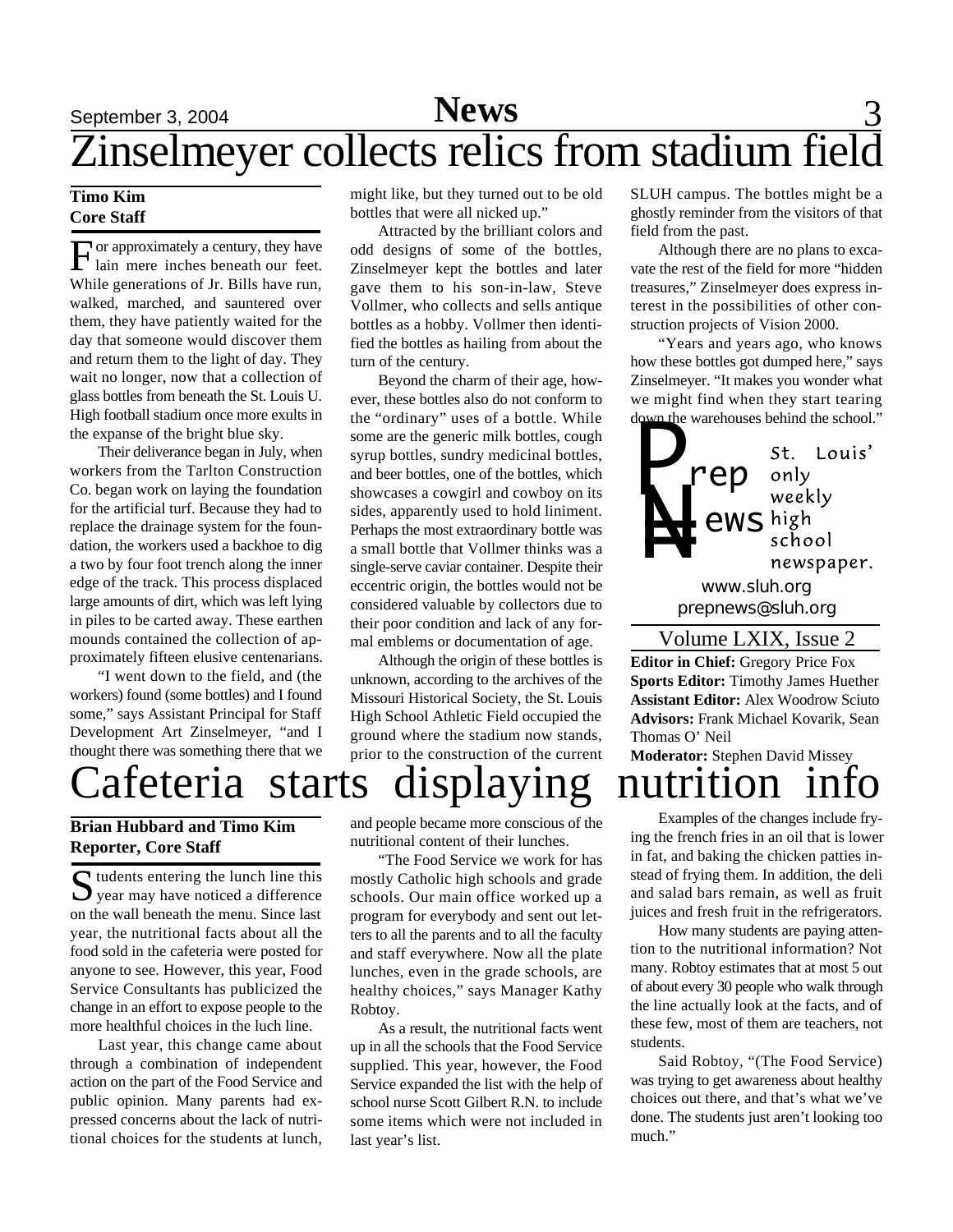# Zinselmeyer collects relics from stadium field

**Timo Kim**
**Core Staff**

For approximately a century, they have lain mere inches beneath our feet. While generations of Jr. Bills have run, walked, marched, and sauntered over them, they have patiently waited for the day that someone would discover them and return them to the light of day. They wait no longer, now that a collection of glass bottles from beneath the St. Louis U. High football stadium once more exults in the expanse of the bright blue sky.

Their deliverance began in July, when workers from the Tarlton Construction Co. began work on laying the foundation for the artificial turf. Because they had to replace the drainage system for the foundation, the workers used a backhoe to dig a two by four foot trench along the inner edge of the track. This process displaced large amounts of dirt, which was left lying in piles to be carted away. These earthen mounds contained the collection of approximately fifteen elusive centenarians.

"I went down to the field, and (the workers) found (some bottles) and I found some," says Assistant Principal for Staff Development Art Zinselmeyer, "and I thought there was something there that we might like, but they turned out to be old bottles that were all nicked up."

Attracted by the brilliant colors and odd designs of some of the bottles, Zinselmeyer kept the bottles and later gave them to his son-in-law, Steve Vollmer, who collects and sells antique bottles as a hobby. Vollmer then identified the bottles as hailing from about the turn of the century.

Beyond the charm of their age, however, these bottles also do not conform to the "ordinary" uses of a bottle. While some are the generic milk bottles, cough syrup bottles, sundry medicinal bottles, and beer bottles, one of the bottles, which showcases a cowgirl and cowboy on its sides, apparently used to hold liniment. Perhaps the most extraordinary bottle was a small bottle that Vollmer thinks was a single-serve caviar container. Despite their eccentric origin, the bottles would not be considered valuable by collectors due to their poor condition and lack of any formal emblems or documentation of age.

Although the origin of these bottles is unknown, according to the archives of the Missouri Historical Society, the St. Louis High School Athletic Field occupied the ground where the stadium now stands, prior to the construction of the current SLUH campus. The bottles might be a ghostly reminder from the visitors of that field from the past.

Although there are no plans to excavate the rest of the field for more "hidden treasures," Zinselmeyer does express interest in the possibilities of other construction projects of Vision 2000.

"Years and years ago, who knows how these bottles got dumped here," says Zinselmeyer. "It makes you wonder what we might find when they start tearing down the warehouses behind the school."

**Prep News**
St. Louis' only weekly high school newspaper.
www.sluh.org
prepnews@sluh.org

Volume LXIX, Issue 2

**Editor in Chief:** Gregory Price Fox
**Sports Editor:** Timothy James Huether
**Assistant Editor:** Alex Woodrow Sciuto
**Advisors:** Frank Michael Kovarik, Sean Thomas O' Neil
**Moderator:** Stephen David Missey

# Cafeteria starts displaying nutrition info

**Brian Hubbard and Timo Kim**
**Reporter, Core Staff**

Students entering the lunch line this year may have noticed a difference on the wall beneath the menu. Since last year, the nutritional facts about all the food sold in the cafeteria were posted for anyone to see. However, this year, Food Service Consultants has publicized the change in an effort to expose people to the more healthful choices in the luch line.

Last year, this change came about through a combination of independent action on the part of the Food Service and public opinion. Many parents had expressed concerns about the lack of nutritional choices for the students at lunch, and people became more conscious of the nutritional content of their lunches.

"The Food Service we work for has mostly Catholic high schools and grade schools. Our main office worked up a program for everybody and sent out letters to all the parents and to all the faculty and staff everywhere. Now all the plate lunches, even in the grade schools, are healthy choices," says Manager Kathy Robtoy.

As a result, the nutritional facts went up in all the schools that the Food Service supplied. This year, however, the Food Service expanded the list with the help of school nurse Scott Gilbert R.N. to include some items which were not included in last year's list.

Examples of the changes include frying the french fries in an oil that is lower in fat, and baking the chicken patties instead of frying them. In addition, the deli and salad bars remain, as well as fruit juices and fresh fruit in the refrigerators.

How many students are paying attention to the nutritional information? Not many. Robtoy estimates that at most 5 out of about every 30 people who walk through the line actually look at the facts, and of these few, most of them are teachers, not students.

Said Robtoy, "(The Food Service) was trying to get awareness about healthy choices out there, and that's what we've done. The students just aren't looking too much."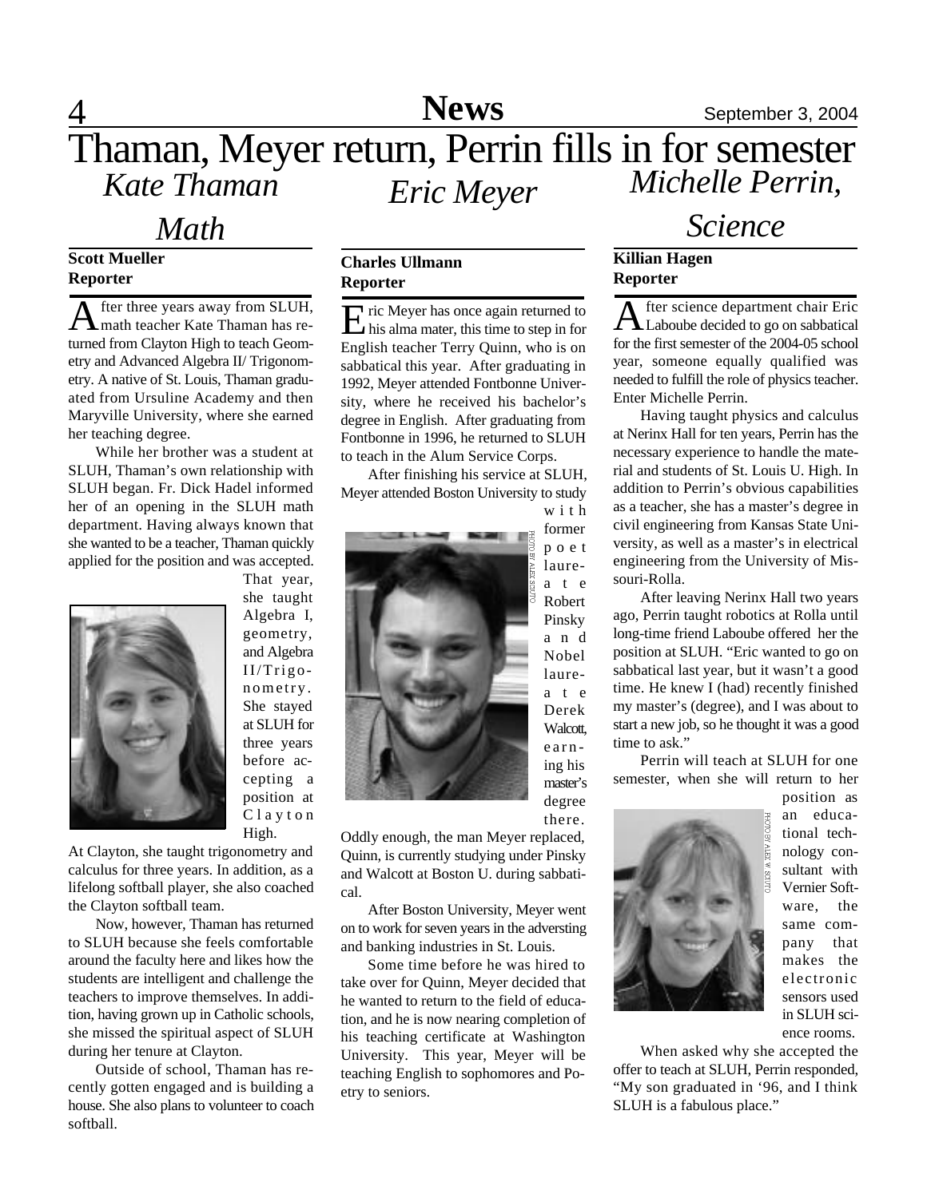# Thaman, Meyer return, Perrin fills in for semester

## *Kate Thaman*

## *Math*

**Scott Mueller**
**Reporter**

After three years away from SLUH, math teacher Kate Thaman has returned from Clayton High to teach Geometry and Advanced Algebra II/ Trigonometry. A native of St. Louis, Thaman graduated from Ursuline Academy and then Maryville University, where she earned her teaching degree.

While her brother was a student at SLUH, Thaman's own relationship with SLUH began. Fr. Dick Hadel informed her of an opening in the SLUH math department. Having always known that she wanted to be a teacher, Thaman quickly applied for the position and was accepted. That year, she taught Algebra I, geometry, and Algebra II/Trigonometry. She stayed at SLUH for three years before accepting a position at Clayton High.

At Clayton, she taught trigonometry and calculus for three years. In addition, as a lifelong softball player, she also coached the Clayton softball team.

Now, however, Thaman has returned to SLUH because she feels comfortable around the faculty here and likes how the students are intelligent and challenge the teachers to improve themselves. In addition, having grown up in Catholic schools, she missed the spiritual aspect of SLUH during her tenure at Clayton.

Outside of school, Thaman has recently gotten engaged and is building a house. She also plans to volunteer to coach softball.

## *Eric Meyer*

**Charles Ullmann**
**Reporter**

Eric Meyer has once again returned to his alma mater, this time to step in for English teacher Terry Quinn, who is on sabbatical this year. After graduating in 1992, Meyer attended Fontbonne University, where he received his bachelor's degree in English. After graduating from Fontbonne in 1996, he returned to SLUH to teach in the Alum Service Corps.

After finishing his service at SLUH, Meyer attended Boston University to study with former poet laureate Robert Pinsky and Nobel laureate Derek Walcott, earning his master's degree there.

PHOTO BY ALEX SCIUTO

Oddly enough, the man Meyer replaced, Quinn, is currently studying under Pinsky and Walcott at Boston U. during sabbatical.

After Boston University, Meyer went on to work for seven years in the adversting and banking industries in St. Louis.

Some time before he was hired to take over for Quinn, Meyer decided that he wanted to return to the field of education, and he is now nearing completion of his teaching certificate at Washington University. This year, Meyer will be teaching English to sophomores and Poetry to seniors.

## *Michelle Perrin,*

## *Science*

**Killian Hagen**
**Reporter**

After science department chair Eric Laboube decided to go on sabbatical for the first semester of the 2004-05 school year, someone equally qualified was needed to fulfill the role of physics teacher. Enter Michelle Perrin.

Having taught physics and calculus at Nerinx Hall for ten years, Perrin has the necessary experience to handle the material and students of St. Louis U. High. In addition to Perrin's obvious capabilities as a teacher, she has a master's degree in civil engineering from Kansas State University, as well as a master's in electrical engineering from the University of Missouri-Rolla.

After leaving Nerinx Hall two years ago, Perrin taught robotics at Rolla until long-time friend Laboube offered her the position at SLUH. "Eric wanted to go on sabbatical last year, but it wasn't a good time. He knew I (had) recently finished my master's (degree), and I was about to start a new job, so he thought it was a good time to ask."

Perrin will teach at SLUH for one semester, when she will return to her position as an educational technology consultant with Vernier Software, the same company that makes the electronic sensors used in SLUH science rooms.

PHOTO BY ALEX W. SCIUTO

When asked why she accepted the offer to teach at SLUH, Perrin responded, "My son graduated in '96, and I think SLUH is a fabulous place."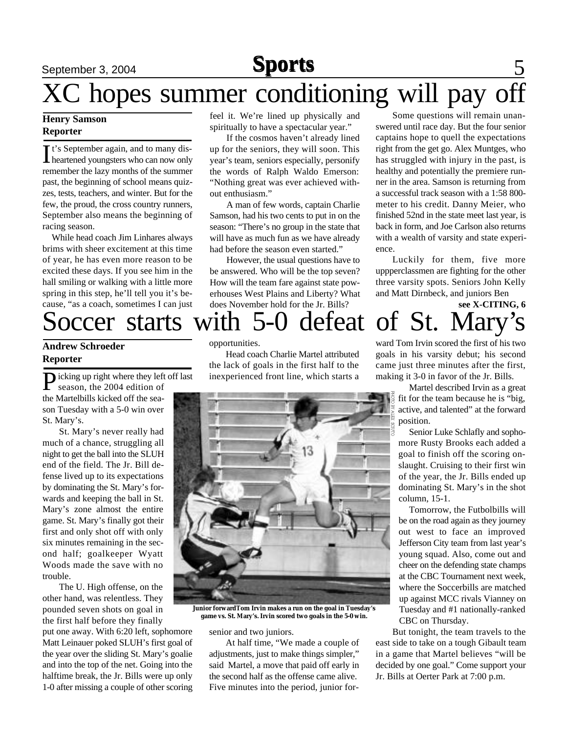# XC hopes summer conditioning will pay off

**Henry Samson**
**Reporter**

It's September again, and to many disheartened youngsters who can now only remember the lazy months of the summer past, the beginning of school means quizzes, tests, teachers, and winter. But for the few, the proud, the cross country runners, September also means the beginning of racing season.

While head coach Jim Linhares always brims with sheer excitement at this time of year, he has even more reason to be excited these days. If you see him in the hall smiling or walking with a little more spring in this step, he'll tell you it's because, "as a coach, sometimes I can just feel it. We're lined up physically and spiritually to have a spectacular year."

If the cosmos haven't already lined up for the seniors, they will soon. This year's team, seniors especially, personify the words of Ralph Waldo Emerson: "Nothing great was ever achieved without enthusiasm."

A man of few words, captain Charlie Samson, had his two cents to put in on the season: "There's no group in the state that will have as much fun as we have already had before the season even started."

However, the usual questions have to be answered. Who will be the top seven? How will the team fare against state powerhouses West Plains and Liberty? What does November hold for the Jr. Bills?

Some questions will remain unanswered until race day. But the four senior captains hope to quell the expectations right from the get go. Alex Muntges, who has struggled with injury in the past, is healthy and potentially the premiere runner in the area. Samson is returning from a successful track season with a 1:58 800-meter to his credit. Danny Meier, who finished 52nd in the state meet last year, is back in form, and Joe Carlson also returns with a wealth of varsity and state experience.

Luckily for them, five more uppperclassmen are fighting for the other three varsity spots. Seniors John Kelly and Matt Dirnbeck, and juniors Ben

**see X-CITING, 6**

# Soccer starts with 5-0 defeat of St. Mary's

**Andrew Schroeder**
**Reporter**

Picking up right where they left off last season, the 2004 edition of the Martelbills kicked off the season Tuesday with a 5-0 win over St. Mary's.

St. Mary's never really had much of a chance, struggling all night to get the ball into the SLUH end of the field. The Jr. Bill defense lived up to its expectations by dominating the St. Mary's forwards and keeping the ball in St. Mary's zone almost the entire game. St. Mary's finally got their first and only shot off with only six minutes remaining in the second half; goalkeeper Wyatt Woods made the save with no trouble.

The U. High offense, on the other hand, was relentless. They pounded seven shots on goal in the first half before they finally put one away. With 6:20 left, sophomore Matt Leinauer poked SLUH's first goal of the year over the sliding St. Mary's goalie and into the top of the net. Going into the halftime break, the Jr. Bills were up only 1-0 after missing a couple of other scoring opportunities.

Head coach Charlie Martel attributed the lack of goals in the first half to the inexperienced front line, which starts a senior and two juniors.

PHOTO BY ALEX SCIUTO

Junior forward Tom Irvin makes a run on the goal in Tuesday's game vs. St. Mary's. Irvin scored two goals in the 5-0 win.

At half time, "We made a couple of adjustments, just to make things simpler," said Martel, a move that paid off early in the second half as the offense came alive. Five minutes into the period, junior forward Tom Irvin scored the first of his two goals in his varsity debut; his second came just three minutes after the first, making it 3-0 in favor of the Jr. Bills.

Martel described Irvin as a great fit for the team because he is "big, active, and talented" at the forward position.

Senior Luke Schlafly and sophomore Rusty Brooks each added a goal to finish off the scoring onslaught. Cruising to their first win of the year, the Jr. Bills ended up dominating St. Mary's in the shot column, 15-1.

Tomorrow, the Futbolbills will be on the road again as they journey out west to face an improved Jefferson City team from last year's young squad. Also, come out and cheer on the defending state champs at the CBC Tournament next week, where the Soccerbills are matched up against MCC rivals Vianney on Tuesday and #1 nationally-ranked CBC on Thursday.

But tonight, the team travels to the east side to take on a tough Gibault team in a game that Martel believes "will be decided by one goal." Come support your Jr. Bills at Oerter Park at 7:00 p.m.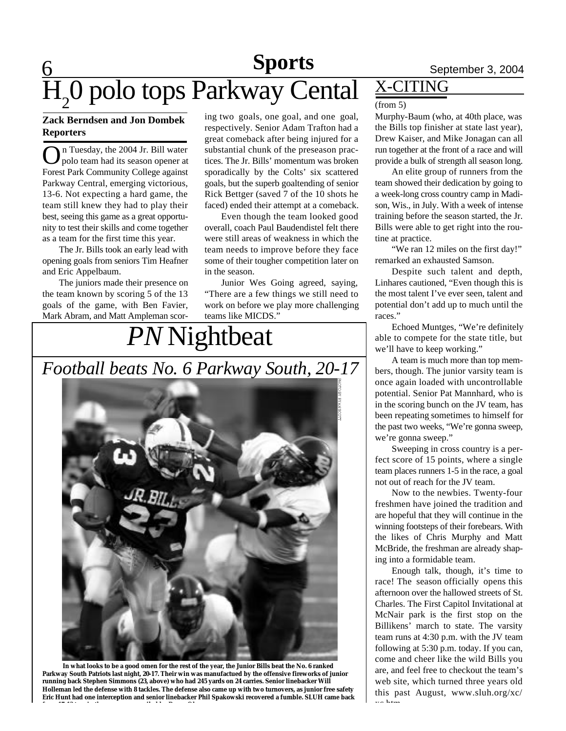# $H_2$0 polo tops Parkway Cental

**Zack Berndsen and Jon Dombek**
**Reporters**

On Tuesday, the 2004 Jr. Bill water polo team had its season opener at Forest Park Community College against Parkway Central, emerging victorious, 13-6. Not expecting a hard game, the team still knew they had to play their best, seeing this game as a great opportunity to test their skills and come together as a team for the first time this year.

The Jr. Bills took an early lead with opening goals from seniors Tim Heafner and Eric Appelbaum.

The juniors made their presence on the team known by scoring 5 of the 13 goals of the game, with Ben Favier, Mark Abram, and Matt Ampleman scoring two goals, one goal, and one goal, respectively. Senior Adam Trafton had a great comeback after being injured for a substantial chunk of the preseason practices. The Jr. Bills' momentum was broken sporadically by the Colts' six scattered goals, but the superb goaltending of senior Rick Bettger (saved 7 of the 10 shots he faced) ended their attempt at a comeback.

Even though the team looked good overall, coach Paul Baudendistel felt there were still areas of weakness in which the team needs to improve before they face some of their tougher competition later on in the season.

Junior Wes Going agreed, saying, "There are a few things we still need to work on before we play more challenging teams like MICDS."

# *PN* Nightbeat

## *Football beats No. 6 Parkway South, 20-17*

PHOTO BY RYAN SCOTT

In what looks to be a good omen for the rest of the year, the Junior Bills beat the No. 6 ranked Parkway South Patriots last night, 20-17. Their win was manufactued by the offensive fireworks of junior running back Stephen Simmons (23, above) who had 245 yards on 24 carries. Senior linebacker Will Holleman led the defense with 8 tackles. The defense also came up with two turnovers, as junior free safety Eric Hunt had one interception and senior linebacker Phil Spakowski recovered a fumble. SLUH came back

## X-CITING

(from 5)

Murphy-Baum (who, at 40th place, was the Bills top finisher at state last year), Drew Kaiser, and Mike Jonagan can all run together at the front of a race and will provide a bulk of strength all season long.

An elite group of runners from the team showed their dedication by going to a week-long cross country camp in Madison, Wis., in July. With a week of intense training before the season started, the Jr. Bills were able to get right into the routine at practice.

"We ran 12 miles on the first day!" remarked an exhausted Samson.

Despite such talent and depth, Linhares cautioned, "Even though this is the most talent I've ever seen, talent and potential don't add up to much until the races."

Echoed Muntges, "We're definitely able to compete for the state title, but we'll have to keep working."

A team is much more than top members, though. The junior varsity team is once again loaded with uncontrollable potential. Senior Pat Mannhard, who is in the scoring bunch on the JV team, has been repeating sometimes to himself for the past two weeks, "We're gonna sweep, we're gonna sweep."

Sweeping in cross country is a perfect score of 15 points, where a single team places runners 1-5 in the race, a goal not out of reach for the JV team.

Now to the newbies. Twenty-four freshmen have joined the tradition and are hopeful that they will continue in the winning footsteps of their forebears. With the likes of Chris Murphy and Matt McBride, the freshman are already shaping into a formidable team.

Enough talk, though, it's time to race! The season officially opens this afternoon over the hallowed streets of St. Charles. The First Capitol Invitational at McNair park is the first stop on the Billikens' march to state. The varsity team runs at 4:30 p.m. with the JV team following at 5:30 p.m. today. If you can, come and cheer like the wild Bills you are, and feel free to checkout the team's web site, which turned three years old this past August, www.sluh.org/xc/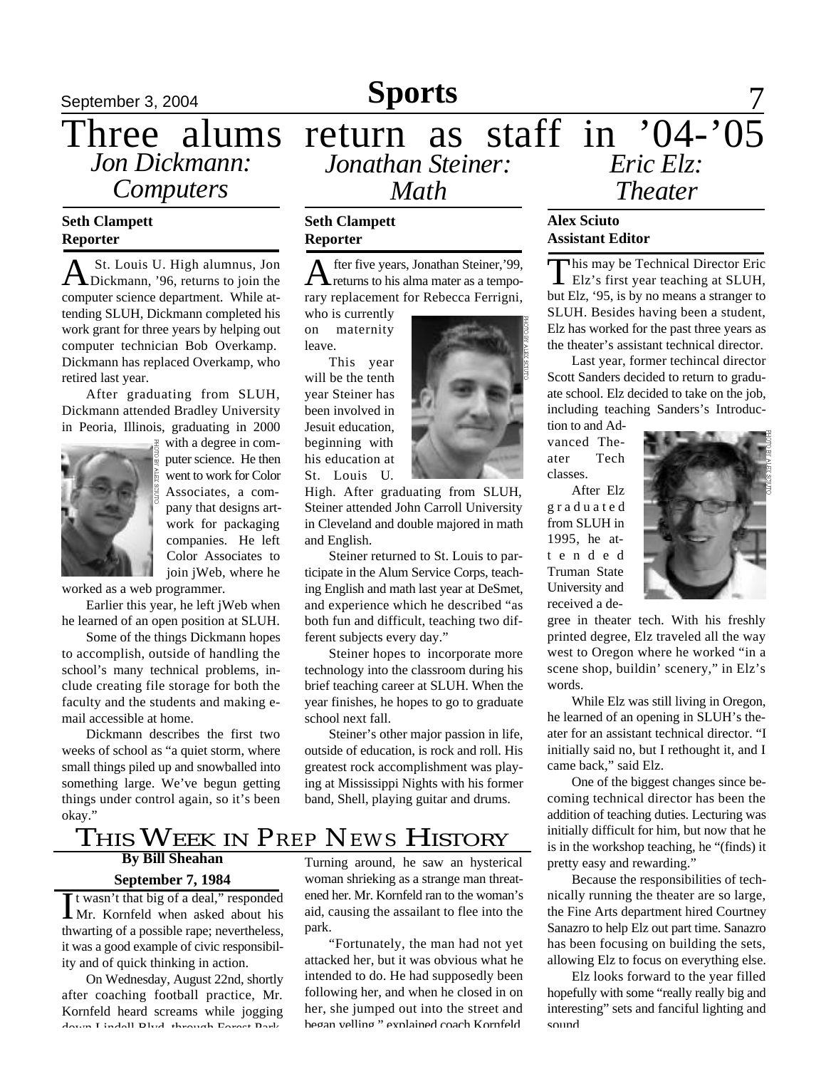# Three alums return as staff in '04-'05

## *Jon Dickmann: Computers*

**Seth Clampett**
**Reporter**

A St. Louis U. High alumnus, Jon Dickmann, '96, returns to join the computer science department. While attending SLUH, Dickmann completed his work grant for three years by helping out computer technician Bob Overkamp. Dickmann has replaced Overkamp, who retired last year.

After graduating from SLUH, Dickmann attended Bradley University in Peoria, Illinois, graduating in 2000 with a degree in computer science. He then went to work for Color Associates, a company that designs artwork for packaging companies. He left Color Associates to join jWeb, where he worked as a web programmer.

PHOTO BY ALEX SCIUTO

Earlier this year, he left jWeb when he learned of an open position at SLUH.

Some of the things Dickmann hopes to accomplish, outside of handling the school's many technical problems, include creating file storage for both the faculty and the students and making e-mail accessible at home.

Dickmann describes the first two weeks of school as "a quiet storm, where small things piled up and snowballed into something large. We've begun getting things under control again, so it's been okay."

## *Jonathan Steiner: Math*

**Seth Clampett**
**Reporter**

After five years, Jonathan Steiner,'99, returns to his alma mater as a temporary replacement for Rebecca Ferrigni, who is currently on maternity leave.

PHOTO BY ALEX SCIUTO

This year will be the tenth year Steiner has been involved in Jesuit education, beginning with his education at St. Louis U. High. After graduating from SLUH, Steiner attended John Carroll University in Cleveland and double majored in math and English.

Steiner returned to St. Louis to participate in the Alum Service Corps, teaching English and math last year at DeSmet, and experience which he described "as both fun and difficult, teaching two different subjects every day."

Steiner hopes to incorporate more technology into the classroom during his brief teaching career at SLUH. When the year finishes, he hopes to go to graduate school next fall.

Steiner's other major passion in life, outside of education, is rock and roll. His greatest rock accomplishment was playing at Mississippi Nights with his former band, Shell, playing guitar and drums.

## *Eric Elz: Theater*

**Alex Sciuto**
**Assistant Editor**

This may be Technical Director Eric Elz's first year teaching at SLUH, but Elz, '95, is by no means a stranger to SLUH. Besides having been a student, Elz has worked for the past three years as the theater's assistant technical director.

Last year, former techincal director Scott Sanders decided to return to graduate school. Elz decided to take on the job, including teaching Sanders's Introduction to and Advanced Theater Tech classes.

PHOTO BY ALEX SCIUTO

After Elz graduated from SLUH in 1995, he attended Truman State University and received a degree in theater tech. With his freshly printed degree, Elz traveled all the way west to Oregon where he worked "in a scene shop, buildin' scenery," in Elz's words.

While Elz was still living in Oregon, he learned of an opening in SLUH's theater for an assistant technical director. "I initially said no, but I rethought it, and I came back," said Elz.

One of the biggest changes since becoming technical director has been the addition of teaching duties. Lecturing was initially difficult for him, but now that he is in the workshop teaching, he "(finds) it pretty easy and rewarding."

Because the responsibilities of technically running the theater are so large, the Fine Arts department hired Courtney Sanazro to help Elz out part time. Sanazro has been focusing on building the sets, allowing Elz to focus on everything else.

Elz looks forward to the year filled hopefully with some "really really big and interesting" sets and fanciful lighting and sound.

## This Week in Prep News History

**By Bill Sheahan**

**September 7, 1984**

"It wasn't that big of a deal," responded Mr. Kornfeld when asked about his thwarting of a possible rape; nevertheless, it was a good example of civic responsibility and of quick thinking in action.

On Wednesday, August 22nd, shortly after coaching football practice, Mr. Kornfeld heard screams while jogging down Lindell Blvd. through Forest Park. Turning around, he saw an hysterical woman shrieking as a strange man threatened her. Mr. Kornfeld ran to the woman's aid, causing the assailant to flee into the park.

"Fortunately, the man had not yet attacked her, but it was obvious what he intended to do. He had supposedly been following her, and when he closed in on her, she jumped out into the street and began yelling," explained coach Kornfeld.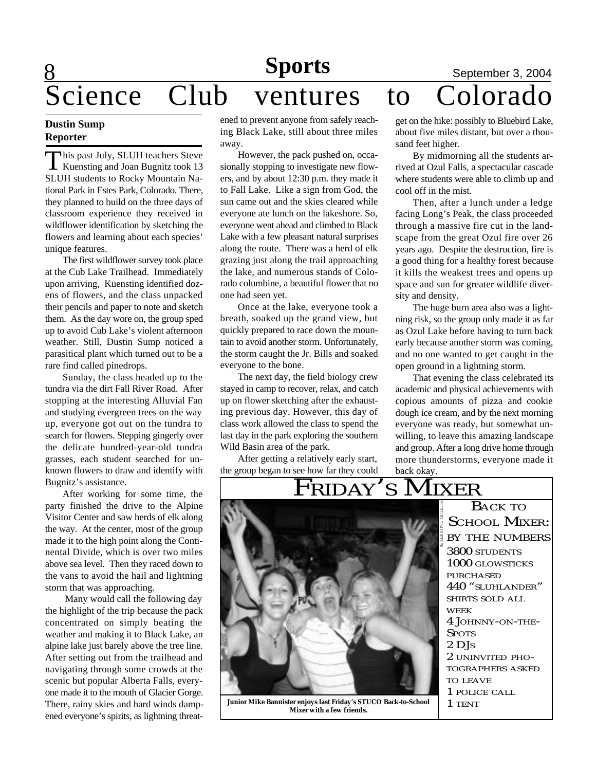# Science Club ventures to Colorado

**Dustin Sump**
**Reporter**

This past July, SLUH teachers Steve Kuensting and Joan Bugnitz took 13 SLUH students to Rocky Mountain National Park in Estes Park, Colorado. There, they planned to build on the three days of classroom experience they received in wildflower identification by sketching the flowers and learning about each species' unique features.

The first wildflower survey took place at the Cub Lake Trailhead. Immediately upon arriving, Kuensting identified dozens of flowers, and the class unpacked their pencils and paper to note and sketch them. As the day wore on, the group sped up to avoid Cub Lake's violent afternoon weather. Still, Dustin Sump noticed a parasitical plant which turned out to be a rare find called pinedrops.

Sunday, the class headed up to the tundra via the dirt Fall River Road. After stopping at the interesting Alluvial Fan and studying evergreen trees on the way up, everyone got out on the tundra to search for flowers. Stepping gingerly over the delicate hundred-year-old tundra grasses, each student searched for unknown flowers to draw and identify with Bugnitz's assistance.

After working for some time, the party finished the drive to the Alpine Visitor Center and saw herds of elk along the way. At the center, most of the group made it to the high point along the Continental Divide, which is over two miles above sea level. Then they raced down to the vans to avoid the hail and lightning storm that was approaching.

Many would call the following day the highlight of the trip because the pack concentrated on simply beating the weather and making it to Black Lake, an alpine lake just barely above the tree line. After setting out from the trailhead and navigating through some crowds at the scenic but popular Alberta Falls, everyone made it to the mouth of Glacier Gorge. There, rainy skies and hard winds dampened everyone's spirits, as lightning threatened to prevent anyone from safely reaching Black Lake, still about three miles away.

However, the pack pushed on, occasionally stopping to investigate new flowers, and by about 12:30 p.m. they made it to Fall Lake. Like a sign from God, the sun came out and the skies cleared while everyone ate lunch on the lakeshore. So, everyone went ahead and climbed to Black Lake with a few pleasant natural surprises along the route. There was a herd of elk grazing just along the trail approaching the lake, and numerous stands of Colorado columbine, a beautiful flower that no one had seen yet.

Once at the lake, everyone took a breath, soaked up the grand view, but quickly prepared to race down the mountain to avoid another storm. Unfortunately, the storm caught the Jr. Bills and soaked everyone to the bone.

The next day, the field biology crew stayed in camp to recover, relax, and catch up on flower sketching after the exhausting previous day. However, this day of class work allowed the class to spend the last day in the park exploring the southern Wild Basin area of the park.

After getting a relatively early start, the group began to see how far they could get on the hike: possibly to Bluebird Lake, about five miles distant, but over a thousand feet higher.

By midmorning all the students arrived at Ozul Falls, a spectacular cascade where students were able to climb up and cool off in the mist.

Then, after a lunch under a ledge facing Long's Peak, the class proceeded through a massive fire cut in the landscape from the great Ozul fire over 26 years ago. Despite the destruction, fire is a good thing for a healthy forest because it kills the weakest trees and opens up space and sun for greater wildlife diversity and density.

The huge burn area also was a lightning risk, so the group only made it as far as Ozul Lake before having to turn back early because another storm was coming, and no one wanted to get caught in the open ground in a lightning storm.

That evening the class celebrated its academic and physical achievements with copious amounts of pizza and cookie dough ice cream, and by the next morning everyone was ready, but somewhat unwilling, to leave this amazing landscape and group. After a long drive home through more thunderstorms, everyone made it back okay.

# Friday's Mixer

PHOTO BY TIM HUETHER

**Junior Mike Bannister enjoys last Friday's STUCO Back-to-School Mixer with a few friends.**

## Back to School Mixer: by the numbers

- 3800 students
- 1000 glowsticks purchased
- 440 "SLUHLANDER" shirts sold all week
- 4 Johnny-on-the-Spots
- 2 DJs
- 2 uninvited photographers asked to leave
- 1 police call
- 1 tent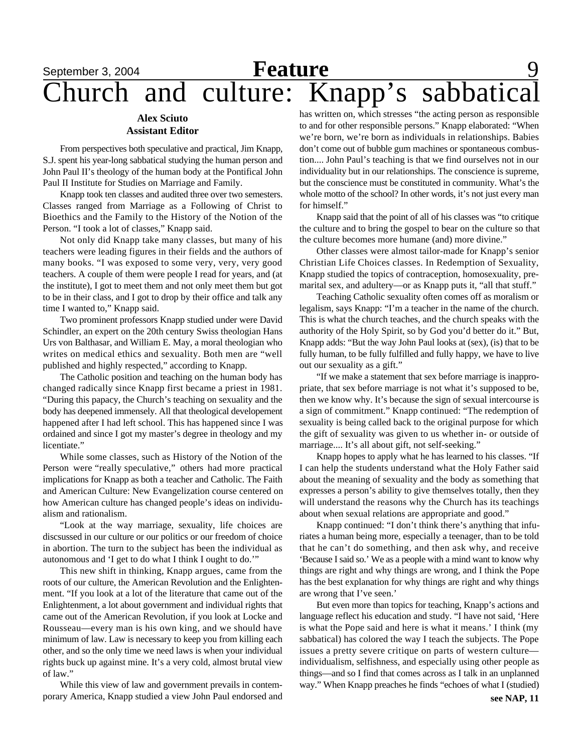# Church and culture: Knapp's sabbatical

**Alex Sciuto**
**Assistant Editor**

From perspectives both speculative and practical, Jim Knapp, S.J. spent his year-long sabbatical studying the human person and John Paul II's theology of the human body at the Pontifical John Paul II Institute for Studies on Marriage and Family.

Knapp took ten classes and audited three over two semesters. Classes ranged from Marriage as a Following of Christ to Bioethics and the Family to the History of the Notion of the Person. "I took a lot of classes," Knapp said.

Not only did Knapp take many classes, but many of his teachers were leading figures in their fields and the authors of many books. "I was exposed to some very, very, very good teachers. A couple of them were people I read for years, and (at the institute), I got to meet them and not only meet them but got to be in their class, and I got to drop by their office and talk any time I wanted to," Knapp said.

Two prominent professors Knapp studied under were David Schindler, an expert on the 20th century Swiss theologian Hans Urs von Balthasar, and William E. May, a moral theologian who writes on medical ethics and sexuality. Both men are "well published and highly respected," according to Knapp.

The Catholic position and teaching on the human body has changed radically since Knapp first became a priest in 1981. "During this papacy, the Church's teaching on sexuality and the body has deepened immensely. All that theological developement happened after I had left school. This has happened since I was ordained and since I got my master's degree in theology and my licentiate."

While some classes, such as History of the Notion of the Person were "really speculative," others had more practical implications for Knapp as both a teacher and Catholic. The Faith and American Culture: New Evangelization course centered on how American culture has changed people's ideas on individualism and rationalism.

"Look at the way marriage, sexuality, life choices are discsussed in our culture or our politics or our freedom of choice in abortion. The turn to the subject has been the individual as autonomous and 'I get to do what I think I ought to do.'"

This new shift in thinking, Knapp argues, came from the roots of our culture, the American Revolution and the Enlightenment. "If you look at a lot of the literature that came out of the Enlightenment, a lot about government and individual rights that came out of the American Revolution, if you look at Locke and Rousseau—every man is his own king, and we should have minimum of law. Law is necessary to keep you from killing each other, and so the only time we need laws is when your individual rights buck up against mine. It's a very cold, almost brutal view of law."

While this view of law and government prevails in contemporary America, Knapp studied a view John Paul endorsed and has written on, which stresses "the acting person as responsible to and for other responsible persons." Knapp elaborated: "When we're born, we're born as individuals in relationships. Babies don't come out of bubble gum machines or spontaneous combustion.... John Paul's teaching is that we find ourselves not in our individuality but in our relationships. The conscience is supreme, but the conscience must be constituted in community. What's the whole motto of the school? In other words, it's not just every man for himself."

Knapp said that the point of all of his classes was "to critique the culture and to bring the gospel to bear on the culture so that the culture becomes more humane (and) more divine."

Other classes were almost tailor-made for Knapp's senior Christian Life Choices classes. In Redemption of Sexuality, Knapp studied the topics of contraception, homosexuality, premarital sex, and adultery—or as Knapp puts it, "all that stuff."

Teaching Catholic sexuality often comes off as moralism or legalism, says Knapp: "I'm a teacher in the name of the church. This is what the church teaches, and the church speaks with the authority of the Holy Spirit, so by God you'd better do it." But, Knapp adds: "But the way John Paul looks at (sex), (is) that to be fully human, to be fully fulfilled and fully happy, we have to live out our sexuality as a gift."

"If we make a statement that sex before marriage is inappropriate, that sex before marriage is not what it's supposed to be, then we know why. It's because the sign of sexual intercourse is a sign of commitment." Knapp continued: "The redemption of sexuality is being called back to the original purpose for which the gift of sexuality was given to us whether in- or outside of marriage.... It's all about gift, not self-seeking."

Knapp hopes to apply what he has learned to his classes. "If I can help the students understand what the Holy Father said about the meaning of sexuality and the body as something that expresses a person's ability to give themselves totally, then they will understand the reasons why the Church has its teachings about when sexual relations are appropriate and good."

Knapp continued: "I don't think there's anything that infuriates a human being more, especially a teenager, than to be told that he can't do something, and then ask why, and receive 'Because I said so.' We as a people with a mind want to know why things are right and why things are wrong, and I think the Pope has the best explanation for why things are right and why things are wrong that I've seen.'

But even more than topics for teaching, Knapp's actions and language reflect his education and study. "I have not said, 'Here is what the Pope said and here is what it means.' I think (my sabbatical) has colored the way I teach the subjects. The Pope issues a pretty severe critique on parts of western culture—individualism, selfishness, and especially using other people as things—and so I find that comes across as I talk in an unplanned way." When Knapp preaches he finds "echoes of what I (studied)

**see NAP, 11**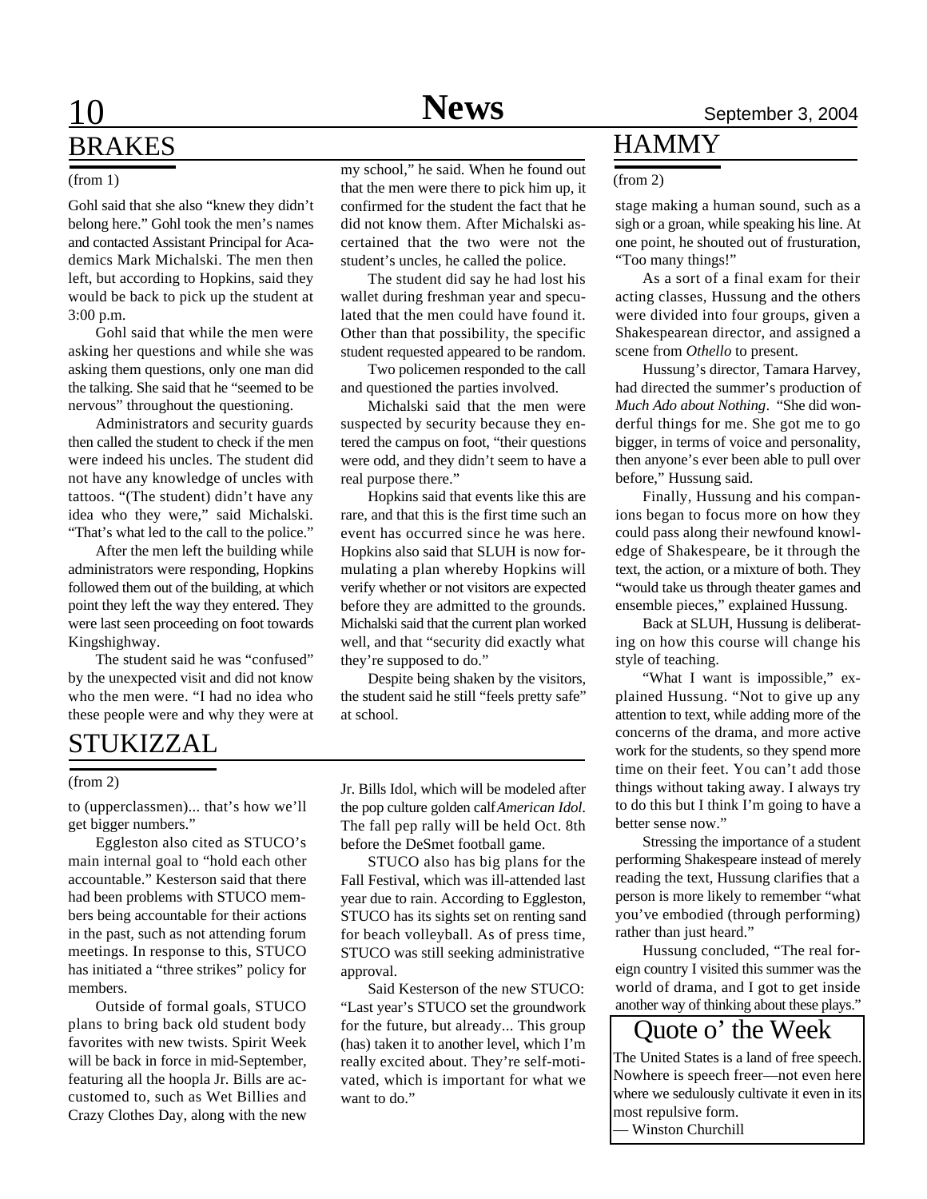## BRAKES

(from 1)

Gohl said that she also "knew they didn't belong here." Gohl took the men's names and contacted Assistant Principal for Academics Mark Michalski. The men then left, but according to Hopkins, said they would be back to pick up the student at 3:00 p.m.

Gohl said that while the men were asking her questions and while she was asking them questions, only one man did the talking. She said that he "seemed to be nervous" throughout the questioning.

Administrators and security guards then called the student to check if the men were indeed his uncles. The student did not have any knowledge of uncles with tattoos. "(The student) didn't have any idea who they were," said Michalski. "That's what led to the call to the police."

After the men left the building while administrators were responding, Hopkins followed them out of the building, at which point they left the way they entered. They were last seen proceeding on foot towards Kingshighway.

The student said he was "confused" by the unexpected visit and did not know who the men were. "I had no idea who these people were and why they were at my school," he said. When he found out that the men were there to pick him up, it confirmed for the student the fact that he did not know them. After Michalski ascertained that the two were not the student's uncles, he called the police.

The student did say he had lost his wallet during freshman year and speculated that the men could have found it. Other than that possibility, the specific student requested appeared to be random.

Two policemen responded to the call and questioned the parties involved.

Michalski said that the men were suspected by security because they entered the campus on foot, "their questions were odd, and they didn't seem to have a real purpose there."

Hopkins said that events like this are rare, and that this is the first time such an event has occurred since he was here. Hopkins also said that SLUH is now formulating a plan whereby Hopkins will verify whether or not visitors are expected before they are admitted to the grounds. Michalski said that the current plan worked well, and that "security did exactly what they're supposed to do."

Despite being shaken by the visitors, the student said he still "feels pretty safe" at school.

## STUKIZZAL

(from 2)

to (upperclassmen)... that's how we'll get bigger numbers."

Eggleston also cited as STUCO's main internal goal to "hold each other accountable." Kesterson said that there had been problems with STUCO members being accountable for their actions in the past, such as not attending forum meetings. In response to this, STUCO has initiated a "three strikes" policy for members.

Outside of formal goals, STUCO plans to bring back old student body favorites with new twists. Spirit Week will be back in force in mid-September, featuring all the hoopla Jr. Bills are accustomed to, such as Wet Billies and Crazy Clothes Day, along with the new Jr. Bills Idol, which will be modeled after the pop culture golden calf *American Idol*. The fall pep rally will be held Oct. 8th before the DeSmet football game.

STUCO also has big plans for the Fall Festival, which was ill-attended last year due to rain. According to Eggleston, STUCO has its sights set on renting sand for beach volleyball. As of press time, STUCO was still seeking administrative approval.

Said Kesterson of the new STUCO: "Last year's STUCO set the groundwork for the future, but already... This group (has) taken it to another level, which I'm really excited about. They're self-motivated, which is important for what we want to do."

## HAMMY

(from 2)

stage making a human sound, such as a sigh or a groan, while speaking his line. At one point, he shouted out of frusturation, "Too many things!"

As a sort of a final exam for their acting classes, Hussung and the others were divided into four groups, given a Shakespearean director, and assigned a scene from *Othello* to present.

Hussung's director, Tamara Harvey, had directed the summer's production of *Much Ado about Nothing*. "She did wonderful things for me. She got me to go bigger, in terms of voice and personality, then anyone's ever been able to pull over before," Hussung said.

Finally, Hussung and his companions began to focus more on how they could pass along their newfound knowledge of Shakespeare, be it through the text, the action, or a mixture of both. They "would take us through theater games and ensemble pieces," explained Hussung.

Back at SLUH, Hussung is deliberating on how this course will change his style of teaching.

"What I want is impossible," explained Hussung. "Not to give up any attention to text, while adding more of the concerns of the drama, and more active work for the students, so they spend more time on their feet. You can't add those things without taking away. I always try to do this but I think I'm going to have a better sense now."

Stressing the importance of a student performing Shakespeare instead of merely reading the text, Hussung clarifies that a person is more likely to remember "what you've embodied (through performing) rather than just heard."

Hussung concluded, "The real foreign country I visited this summer was the world of drama, and I got to get inside another way of thinking about these plays."

## Quote o' the Week

The United States is a land of free speech. Nowhere is speech freer—not even here where we sedulously cultivate it even in its most repulsive form.
— Winston Churchill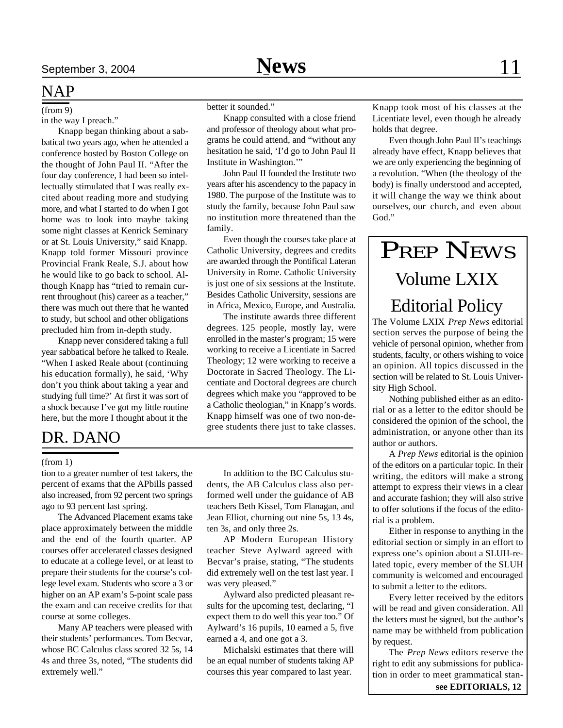## NAP

(from 9)

in the way I preach."

Knapp began thinking about a sabbatical two years ago, when he attended a conference hosted by Boston College on the thought of John Paul II. "After the four day conference, I had been so intellectually stimulated that I was really excited about reading more and studying more, and what I started to do when I got home was to look into maybe taking some night classes at Kenrick Seminary or at St. Louis University," said Knapp. Knapp told former Missouri province Provincial Frank Reale, S.J. about how he would like to go back to school. Although Knapp has "tried to remain current throughout (his) career as a teacher," there was much out there that he wanted to study, but school and other obligations precluded him from in-depth study.

Knapp never considered taking a full year sabbatical before he talked to Reale. "When I asked Reale about (continuing his education formally), he said, 'Why don't you think about taking a year and studying full time?' At first it was sort of a shock because I've got my little routine here, but the more I thought about it the better it sounded."

Knapp consulted with a close friend and professor of theology about what programs he could attend, and "without any hesitation he said, 'I'd go to John Paul II Institute in Washington.'"

John Paul II founded the Institute two years after his ascendency to the papacy in 1980. The purpose of the Institute was to study the family, because John Paul saw no institution more threatened than the family.

Even though the courses take place at Catholic University, degrees and credits are awarded through the Pontifical Lateran University in Rome. Catholic University is just one of six sessions at the Institute. Besides Catholic University, sessions are in Africa, Mexico, Europe, and Australia.

The institute awards three different degrees. 125 people, mostly lay, were enrolled in the master's program; 15 were working to receive a Licentiate in Sacred Theology; 12 were working to receive a Doctorate in Sacred Theology. The Licentiate and Doctoral degrees are church degrees which make you "approved to be a Catholic theologian," in Knapp's words. Knapp himself was one of two non-degree students there just to take classes. Knapp took most of his classes at the Licentiate level, even though he already holds that degree.

Even though John Paul II's teachings already have effect, Knapp believes that we are only experiencing the beginning of a revolution. "When (the theology of the body) is finally understood and accepted, it will change the way we think about ourselves, our church, and even about God."

## DR. DANO

(from 1)

tion to a greater number of test takers, the percent of exams that the APbills passed also increased, from 92 percent two springs ago to 93 percent last spring.

The Advanced Placement exams take place approximately between the middle and the end of the fourth quarter. AP courses offer accelerated classes designed to educate at a college level, or at least to prepare their students for the course's college level exam. Students who score a 3 or higher on an AP exam's 5-point scale pass the exam and can receive credits for that course at some colleges.

Many AP teachers were pleased with their students' performances. Tom Becvar, whose BC Calculus class scored 32 5s, 14 4s and three 3s, noted, "The students did extremely well."

In addition to the BC Calculus students, the AB Calculus class also performed well under the guidance of AB teachers Beth Kissel, Tom Flanagan, and Jean Elliot, churning out nine 5s, 13 4s, ten 3s, and only three 2s.

AP Modern European History teacher Steve Aylward agreed with Becvar's praise, stating, "The students did extremely well on the test last year. I was very pleased."

Aylward also predicted pleasant results for the upcoming test, declaring, "I expect them to do well this year too." Of Aylward's 16 pupils, 10 earned a 5, five earned a 4, and one got a 3.

Michalski estimates that there will be an equal number of students taking AP courses this year compared to last year.

## PREP NEWS Volume LXIX Editorial Policy

The Volume LXIX *Prep News* editorial section serves the purpose of being the vehicle of personal opinion, whether from students, faculty, or others wishing to voice an opinion. All topics discussed in the section will be related to St. Louis University High School.

Nothing published either as an editorial or as a letter to the editor should be considered the opinion of the school, the administration, or anyone other than its author or authors.

A *Prep News* editorial is the opinion of the editors on a particular topic. In their writing, the editors will make a strong attempt to express their views in a clear and accurate fashion; they will also strive to offer solutions if the focus of the editorial is a problem.

Either in response to anything in the editorial section or simply in an effort to express one's opinion about a SLUH-related topic, every member of the SLUH community is welcomed and encouraged to submit a letter to the editors.

Every letter received by the editors will be read and given consideration. All the letters must be signed, but the author's name may be withheld from publication by request.

The *Prep News* editors reserve the right to edit any submissions for publication in order to meet grammatical stan-

**see EDITORIALS, 12**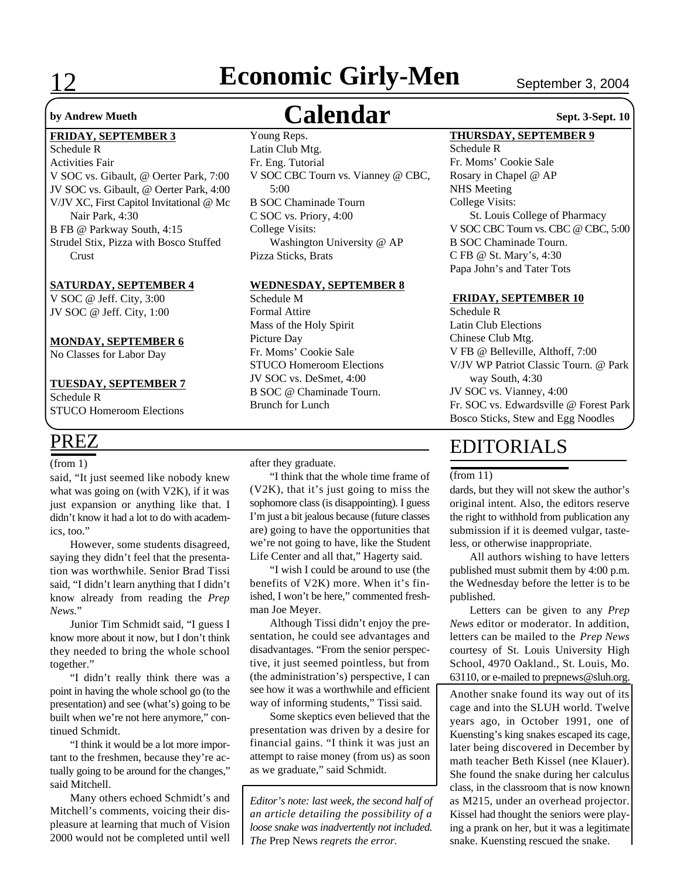# Economic Girly-Men

## Calendar

by Andrew Mueth

Sept. 3-Sept. 10

**FRIDAY, SEPTEMBER 3**

Schedule R
Activities Fair
V SOC vs. Gibault, @ Oerter Park, 7:00
JV SOC vs. Gibault, @ Oerter Park, 4:00
V/JV XC, First Capitol Invitational @ Mc Nair Park, 4:30
B FB @ Parkway South, 4:15
Strudel Stix, Pizza with Bosco Stuffed Crust

**SATURDAY, SEPTEMBER 4**

V SOC @ Jeff. City, 3:00
JV SOC @ Jeff. City, 1:00

**MONDAY, SEPTEMBER 6**

No Classes for Labor Day

**TUESDAY, SEPTEMBER 7**

Schedule R
STUCO Homeroom Elections
Young Reps.
Latin Club Mtg.
Fr. Eng. Tutorial
V SOC CBC Tourn vs. Vianney @ CBC, 5:00
B SOC Chaminade Tourn
C SOC vs. Priory, 4:00
College Visits:
Washington University @ AP
Pizza Sticks, Brats

**WEDNESDAY, SEPTEMBER 8**

Schedule M
Formal Attire
Mass of the Holy Spirit
Picture Day
Fr. Moms' Cookie Sale
STUCO Homeroom Elections
JV SOC vs. DeSmet, 4:00
B SOC @ Chaminade Tourn.
Brunch for Lunch

**THURSDAY, SEPTEMBER 9**

Schedule R
Fr. Moms' Cookie Sale
Rosary in Chapel @ AP
NHS Meeting
College Visits:
St. Louis College of Pharmacy
V SOC CBC Tourn vs. CBC @ CBC, 5:00
B SOC Chaminade Tourn.
C FB @ St. Mary's, 4:30
Papa John's and Tater Tots

**FRIDAY, SEPTEMBER 10**

Schedule R
Latin Club Elections
Chinese Club Mtg.
V FB @ Belleville, Althoff, 7:00
V/JV WP Patriot Classic Tourn. @ Park way South, 4:30
JV SOC vs. Vianney, 4:00
Fr. SOC vs. Edwardsville @ Forest Park
Bosco Sticks, Stew and Egg Noodles

## PREZ

(from 1)

said, "It just seemed like nobody knew what was going on (with V2K), if it was just expansion or anything like that. I didn't know it had a lot to do with academics, too."

However, some students disagreed, saying they didn't feel that the presentation was worthwhile. Senior Brad Tissi said, "I didn't learn anything that I didn't know already from reading the *Prep News*."

Junior Tim Schmidt said, "I guess I know more about it now, but I don't think they needed to bring the whole school together."

"I didn't really think there was a point in having the whole school go (to the presentation) and see (what's) going to be built when we're not here anymore," continued Schmidt.

"I think it would be a lot more important to the freshmen, because they're actually going to be around for the changes," said Mitchell.

Many others echoed Schmidt's and Mitchell's comments, voicing their displeasure at learning that much of Vision 2000 would not be completed until well after they graduate.

"I think that the whole time frame of (V2K), that it's just going to miss the sophomore class (is disappointing). I guess I'm just a bit jealous because (future classes are) going to have the opportunities that we're not going to have, like the Student Life Center and all that," Hagerty said.

"I wish I could be around to use (the benefits of V2K) more. When it's finished, I won't be here," commented freshman Joe Meyer.

Although Tissi didn't enjoy the presentation, he could see advantages and disadvantages. "From the senior perspective, it just seemed pointless, but from (the administration's) perspective, I can see how it was a worthwhile and efficient way of informing students," Tissi said.

Some skeptics even believed that the presentation was driven by a desire for financial gains. "I think it was just an attempt to raise money (from us) as soon as we graduate," said Schmidt.

*Editor's note: last week, the second half of an article detailing the possibility of a loose snake was inadvertently not included. The* Prep News *regrets the error.*

## EDITORIALS

(from 11)

dards, but they will not skew the author's original intent. Also, the editors reserve the right to withhold from publication any submission if it is deemed vulgar, tasteless, or otherwise inappropriate.

All authors wishing to have letters published must submit them by 4:00 p.m. the Wednesday before the letter is to be published.

Letters can be given to any *Prep News* editor or moderator. In addition, letters can be mailed to the *Prep News* courtesy of St. Louis University High School, 4970 Oakland., St. Louis, Mo. 63110, or e-mailed to prepnews@sluh.org.

Another snake found its way out of its cage and into the SLUH world. Twelve years ago, in October 1991, one of Kuensting's king snakes escaped its cage, later being discovered in December by math teacher Beth Kissel (nee Klauer). She found the snake during her calculus class, in the classroom that is now known as M215, under an overhead projector. Kissel had thought the seniors were playing a prank on her, but it was a legitimate snake. Kuensting rescued the snake.